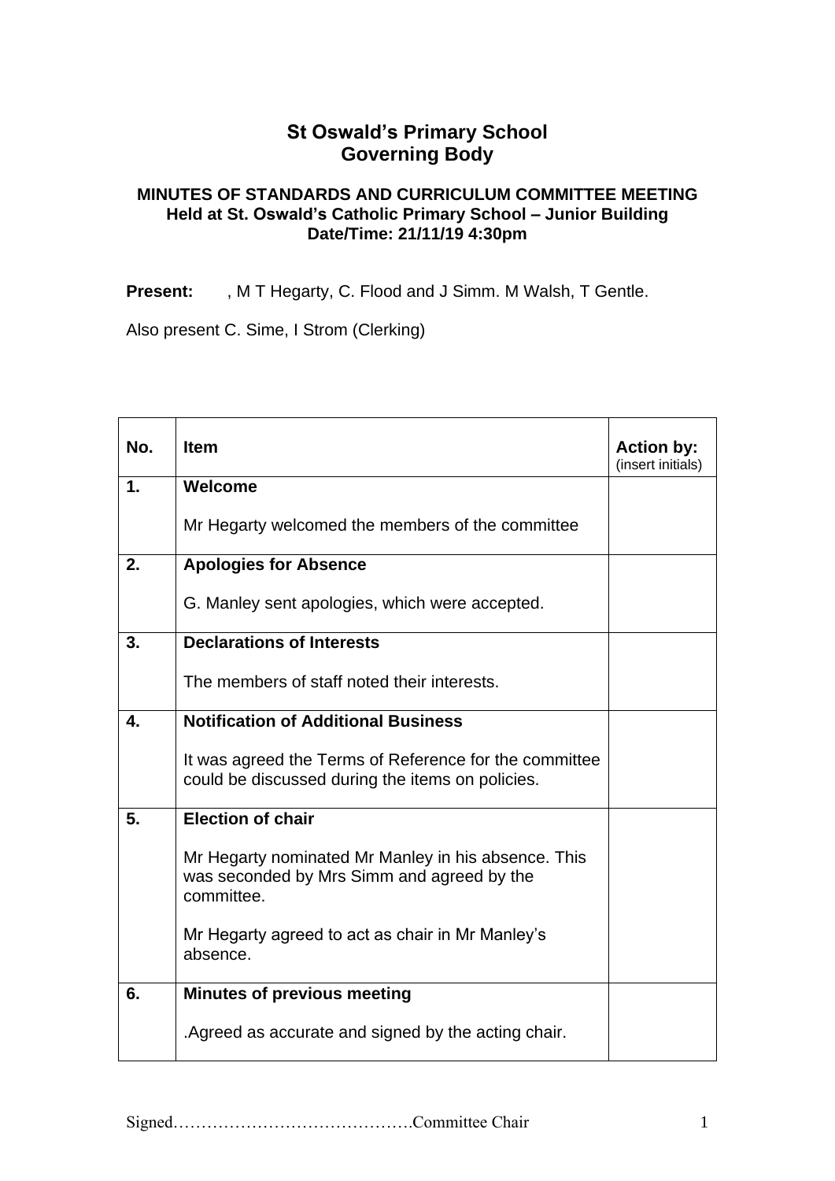# St Oswald's Primary School
# Governing Body

### MINUTES OF STANDARDS AND CURRICULUM COMMITTEE MEETING
### Held at St. Oswald's Catholic Primary School – Junior Building
### Date/Time: 21/11/19 4:30pm

**Present:** , M T Hegarty, C. Flood and J Simm. M Walsh, T Gentle.

Also present C. Sime, I Strom (Clerking)

| No. | Item | Action by: (insert initials) |
|---|---|---|
| 1. | **Welcome**<br><br>Mr Hegarty welcomed the members of the committee | |
| 2. | **Apologies for Absence**<br><br>G. Manley sent apologies, which were accepted. | |
| 3. | **Declarations of Interests**<br><br>The members of staff noted their interests. | |
| 4. | **Notification of Additional Business**<br><br>It was agreed the Terms of Reference for the committee could be discussed during the items on policies. | |
| 5. | **Election of chair**<br><br>Mr Hegarty nominated Mr Manley in his absence. This was seconded by Mrs Simm and agreed by the committee.<br><br>Mr Hegarty agreed to act as chair in Mr Manley's absence. | |
| 6. | **Minutes of previous meeting**<br><br>.Agreed as accurate and signed by the acting chair. | |

Signed…………………………………….Committee Chair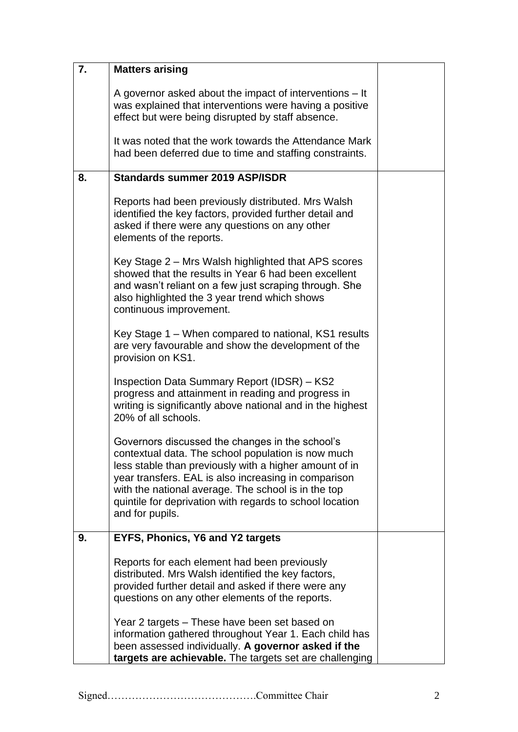| | | |
|---|---|---|
| 7. | **Matters arising**<br><br>A governor asked about the impact of interventions – It was explained that interventions were having a positive effect but were being disrupted by staff absence.<br><br>It was noted that the work towards the Attendance Mark had been deferred due to time and staffing constraints. | |
| 8. | **Standards summer 2019 ASP/ISDR**<br><br>Reports had been previously distributed. Mrs Walsh identified the key factors, provided further detail and asked if there were any questions on any other elements of the reports.<br><br>Key Stage 2 – Mrs Walsh highlighted that APS scores showed that the results in Year 6 had been excellent and wasn't reliant on a few just scraping through. She also highlighted the 3 year trend which shows continuous improvement.<br><br>Key Stage 1 – When compared to national, KS1 results are very favourable and show the development of the provision on KS1.<br><br>Inspection Data Summary Report (IDSR) – KS2 progress and attainment in reading and progress in writing is significantly above national and in the highest 20% of all schools.<br><br>Governors discussed the changes in the school's contextual data. The school population is now much less stable than previously with a higher amount of in year transfers. EAL is also increasing in comparison with the national average. The school is in the top quintile for deprivation with regards to school location and for pupils. | |
| 9. | **EYFS, Phonics, Y6 and Y2 targets**<br><br>Reports for each element had been previously distributed. Mrs Walsh identified the key factors, provided further detail and asked if there were any questions on any other elements of the reports.<br><br>Year 2 targets – These have been set based on information gathered throughout Year 1. Each child has been assessed individually. **A governor asked if the targets are achievable.** The targets set are challenging | |

Signed…………………………………….Committee Chair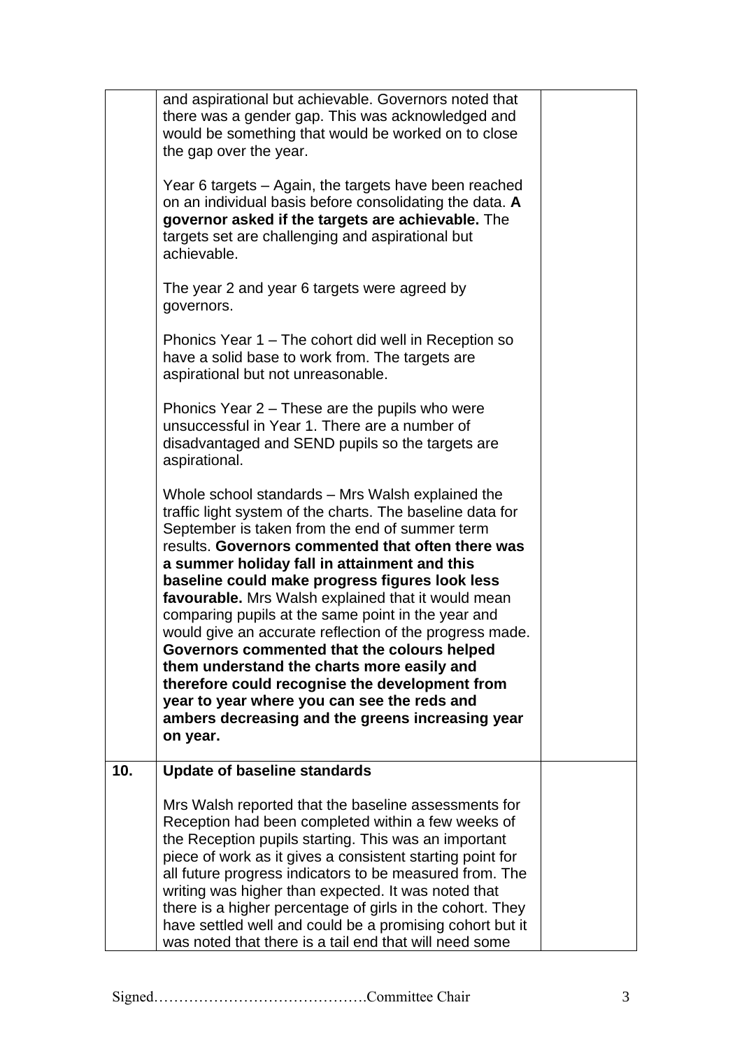| | | |
|---|---|---|
| | and aspirational but achievable. Governors noted that there was a gender gap. This was acknowledged and would be something that would be worked on to close the gap over the year.<br><br>Year 6 targets – Again, the targets have been reached on an individual basis before consolidating the data. **A governor asked if the targets are achievable.** The targets set are challenging and aspirational but achievable.<br><br>The year 2 and year 6 targets were agreed by governors.<br><br>Phonics Year 1 – The cohort did well in Reception so have a solid base to work from. The targets are aspirational but not unreasonable.<br><br>Phonics Year 2 – These are the pupils who were unsuccessful in Year 1. There are a number of disadvantaged and SEND pupils so the targets are aspirational.<br><br>Whole school standards – Mrs Walsh explained the traffic light system of the charts. The baseline data for September is taken from the end of summer term results. **Governors commented that often there was a summer holiday fall in attainment and this baseline could make progress figures look less favourable.** Mrs Walsh explained that it would mean comparing pupils at the same point in the year and would give an accurate reflection of the progress made. **Governors commented that the colours helped them understand the charts more easily and therefore could recognise the development from year to year where you can see the reds and ambers decreasing and the greens increasing year on year.** | |
| **10.** | **Update of baseline standards**<br><br>Mrs Walsh reported that the baseline assessments for Reception had been completed within a few weeks of the Reception pupils starting. This was an important piece of work as it gives a consistent starting point for all future progress indicators to be measured from. The writing was higher than expected. It was noted that there is a higher percentage of girls in the cohort. They have settled well and could be a promising cohort but it was noted that there is a tail end that will need some | |

Signed…………………………………….Committee Chair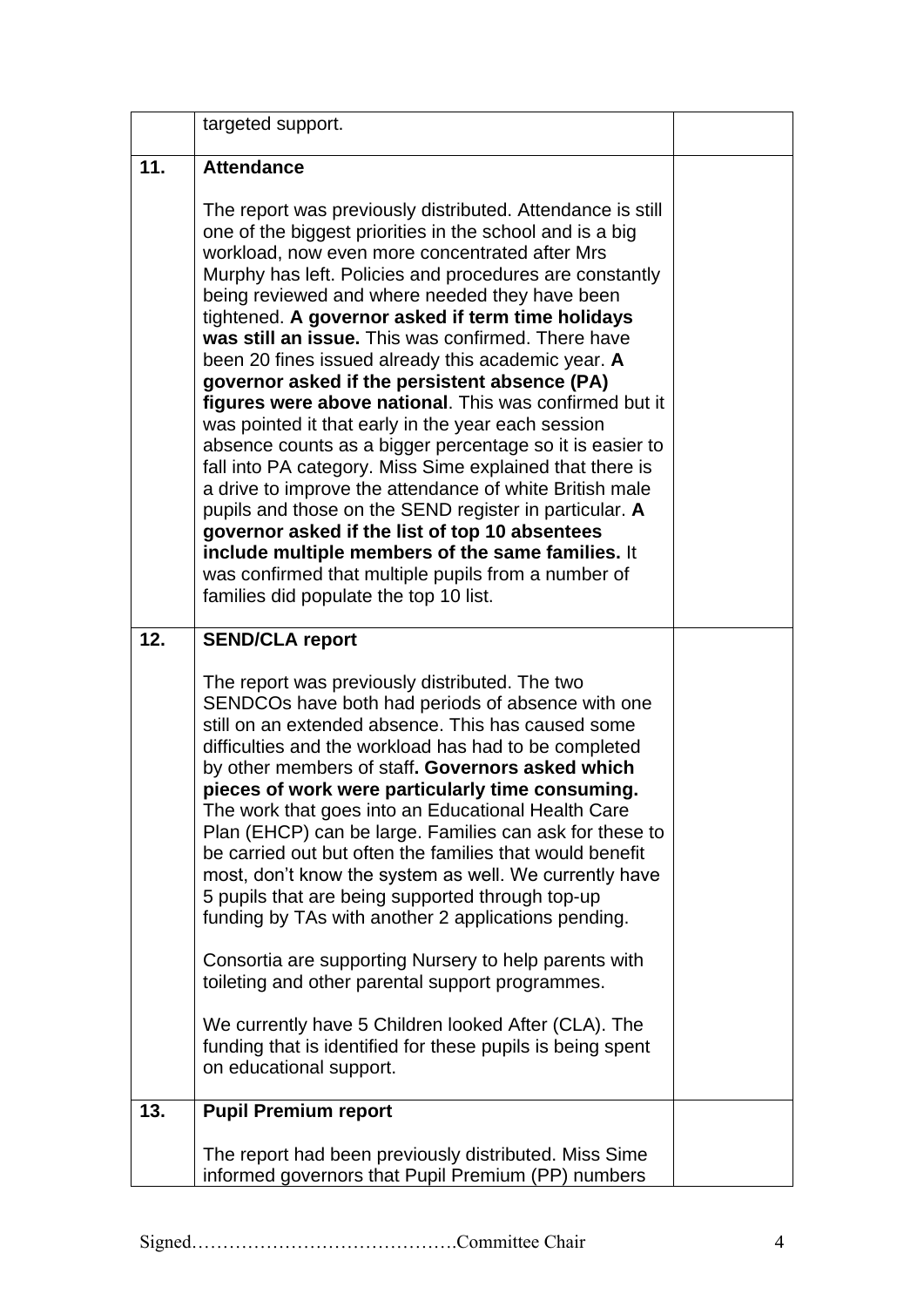|  | targeted support. |  |
|---|---|---|
| 11. | **Attendance**<br><br>The report was previously distributed. Attendance is still one of the biggest priorities in the school and is a big workload, now even more concentrated after Mrs Murphy has left. Policies and procedures are constantly being reviewed and where needed they have been tightened. **A governor asked if term time holidays was still an issue.** This was confirmed. There have been 20 fines issued already this academic year. **A governor asked if the persistent absence (PA) figures were above national**. This was confirmed but it was pointed it that early in the year each session absence counts as a bigger percentage so it is easier to fall into PA category. Miss Sime explained that there is a drive to improve the attendance of white British male pupils and those on the SEND register in particular. **A governor asked if the list of top 10 absentees include multiple members of the same families.** It was confirmed that multiple pupils from a number of families did populate the top 10 list. |  |
| 12. | **SEND/CLA report**<br><br>The report was previously distributed. The two SENDCOs have both had periods of absence with one still on an extended absence. This has caused some difficulties and the workload has had to be completed by other members of staff**. Governors asked which pieces of work were particularly time consuming.** The work that goes into an Educational Health Care Plan (EHCP) can be large. Families can ask for these to be carried out but often the families that would benefit most, don't know the system as well. We currently have 5 pupils that are being supported through top-up funding by TAs with another 2 applications pending.<br><br>Consortia are supporting Nursery to help parents with toileting and other parental support programmes.<br><br>We currently have 5 Children looked After (CLA). The funding that is identified for these pupils is being spent on educational support. |  |
| 13. | **Pupil Premium report**<br><br>The report had been previously distributed. Miss Sime informed governors that Pupil Premium (PP) numbers |  |

Signed…………………………………….Committee Chair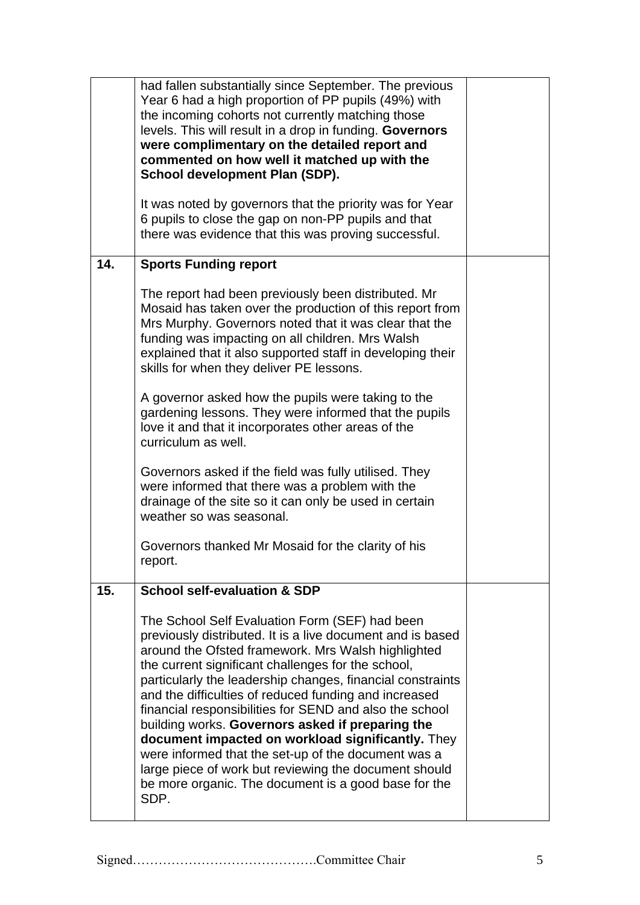| | | |
|---|---|---|
| | had fallen substantially since September. The previous Year 6 had a high proportion of PP pupils (49%) with the incoming cohorts not currently matching those levels. This will result in a drop in funding. **Governors were complimentary on the detailed report and commented on how well it matched up with the School development Plan (SDP).**<br><br>It was noted by governors that the priority was for Year 6 pupils to close the gap on non-PP pupils and that there was evidence that this was proving successful. | |
| **14.** | **Sports Funding report**<br><br>The report had been previously been distributed. Mr Mosaid has taken over the production of this report from Mrs Murphy. Governors noted that it was clear that the funding was impacting on all children. Mrs Walsh explained that it also supported staff in developing their skills for when they deliver PE lessons.<br><br>A governor asked how the pupils were taking to the gardening lessons. They were informed that the pupils love it and that it incorporates other areas of the curriculum as well.<br><br>Governors asked if the field was fully utilised. They were informed that there was a problem with the drainage of the site so it can only be used in certain weather so was seasonal.<br><br>Governors thanked Mr Mosaid for the clarity of his report. | |
| **15.** | **School self-evaluation & SDP**<br><br>The School Self Evaluation Form (SEF) had been previously distributed. It is a live document and is based around the Ofsted framework. Mrs Walsh highlighted the current significant challenges for the school, particularly the leadership changes, financial constraints and the difficulties of reduced funding and increased financial responsibilities for SEND and also the school building works. **Governors asked if preparing the document impacted on workload significantly.** They were informed that the set-up of the document was a large piece of work but reviewing the document should be more organic. The document is a good base for the SDP. | |

Signed…………………………………….Committee Chair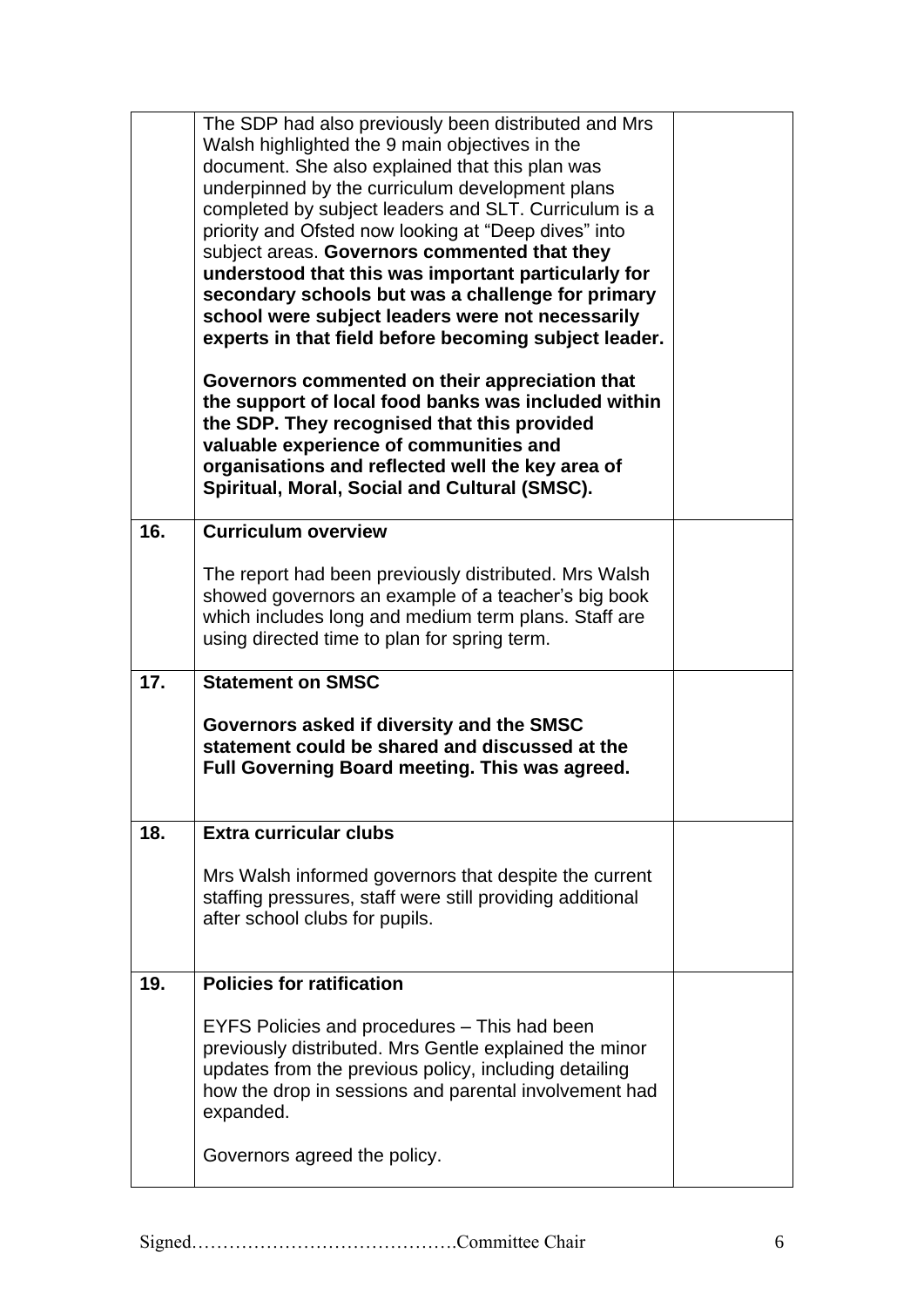| | | |
|---|---|---|
| | The SDP had also previously been distributed and Mrs Walsh highlighted the 9 main objectives in the document. She also explained that this plan was underpinned by the curriculum development plans completed by subject leaders and SLT. Curriculum is a priority and Ofsted now looking at "Deep dives" into subject areas. **Governors commented that they understood that this was important particularly for secondary schools but was a challenge for primary school were subject leaders were not necessarily experts in that field before becoming subject leader.**<br><br>**Governors commented on their appreciation that the support of local food banks was included within the SDP. They recognised that this provided valuable experience of communities and organisations and reflected well the key area of Spiritual, Moral, Social and Cultural (SMSC).** | |
| **16.** | **Curriculum overview**<br><br>The report had been previously distributed. Mrs Walsh showed governors an example of a teacher's big book which includes long and medium term plans. Staff are using directed time to plan for spring term. | |
| **17.** | **Statement on SMSC**<br><br>**Governors asked if diversity and the SMSC statement could be shared and discussed at the Full Governing Board meeting. This was agreed.** | |
| **18.** | **Extra curricular clubs**<br><br>Mrs Walsh informed governors that despite the current staffing pressures, staff were still providing additional after school clubs for pupils. | |
| **19.** | **Policies for ratification**<br><br>EYFS Policies and procedures – This had been previously distributed. Mrs Gentle explained the minor updates from the previous policy, including detailing how the drop in sessions and parental involvement had expanded.<br><br>Governors agreed the policy. | |

Signed…………………………………….Committee Chair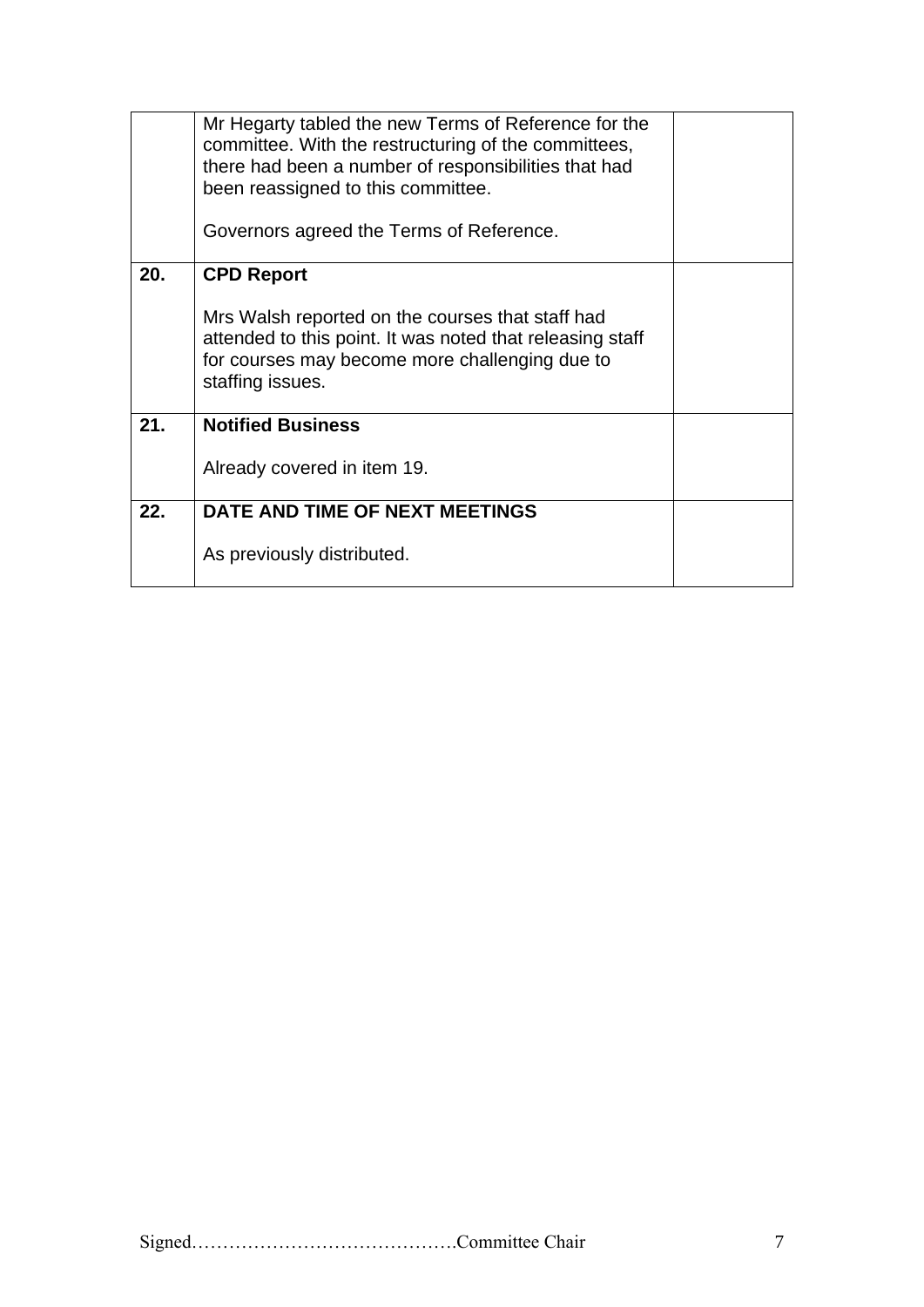| | | |
|---|---|---|
| | Mr Hegarty tabled the new Terms of Reference for the committee. With the restructuring of the committees, there had been a number of responsibilities that had been reassigned to this committee.<br><br>Governors agreed the Terms of Reference. | |
| **20.** | **CPD Report**<br><br>Mrs Walsh reported on the courses that staff had attended to this point. It was noted that releasing staff for courses may become more challenging due to staffing issues. | |
| **21.** | **Notified Business**<br><br>Already covered in item 19. | |
| **22.** | **DATE AND TIME OF NEXT MEETINGS**<br><br>As previously distributed. | |

Signed…………………………………….Committee Chair